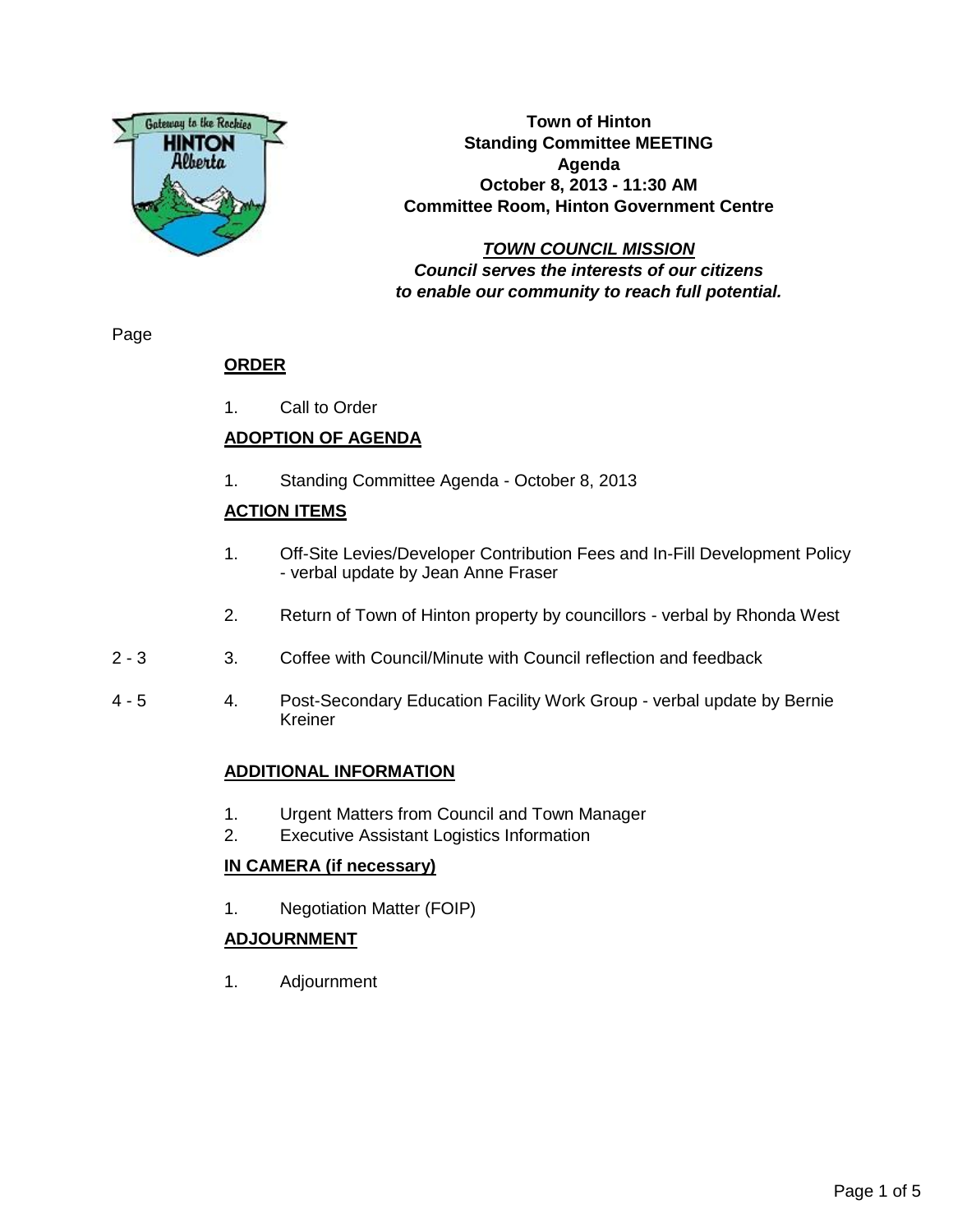**Town of Hinton**
**Standing Committee MEETING**
**Agenda**
**October 8, 2013 - 11:30 AM**
**Committee Room, Hinton Government Centre**

***TOWN COUNCIL MISSION***
***Council serves the interests of our citizens to enable our community to reach full potential.***

Page

## ORDER

1. Call to Order

## ADOPTION OF AGENDA

1. Standing Committee Agenda - October 8, 2013

## ACTION ITEMS

1. Off-Site Levies/Developer Contribution Fees and In-Fill Development Policy - verbal update by Jean Anne Fraser
2. Return of Town of Hinton property by councillors - verbal by Rhonda West

2 - 3 &nbsp;&nbsp; 3. Coffee with Council/Minute with Council reflection and feedback

4 - 5 &nbsp;&nbsp; 4. Post-Secondary Education Facility Work Group - verbal update by Bernie Kreiner

## ADDITIONAL INFORMATION

1. Urgent Matters from Council and Town Manager
2. Executive Assistant Logistics Information

## IN CAMERA (if necessary)

1. Negotiation Matter (FOIP)

## ADJOURNMENT

1. Adjournment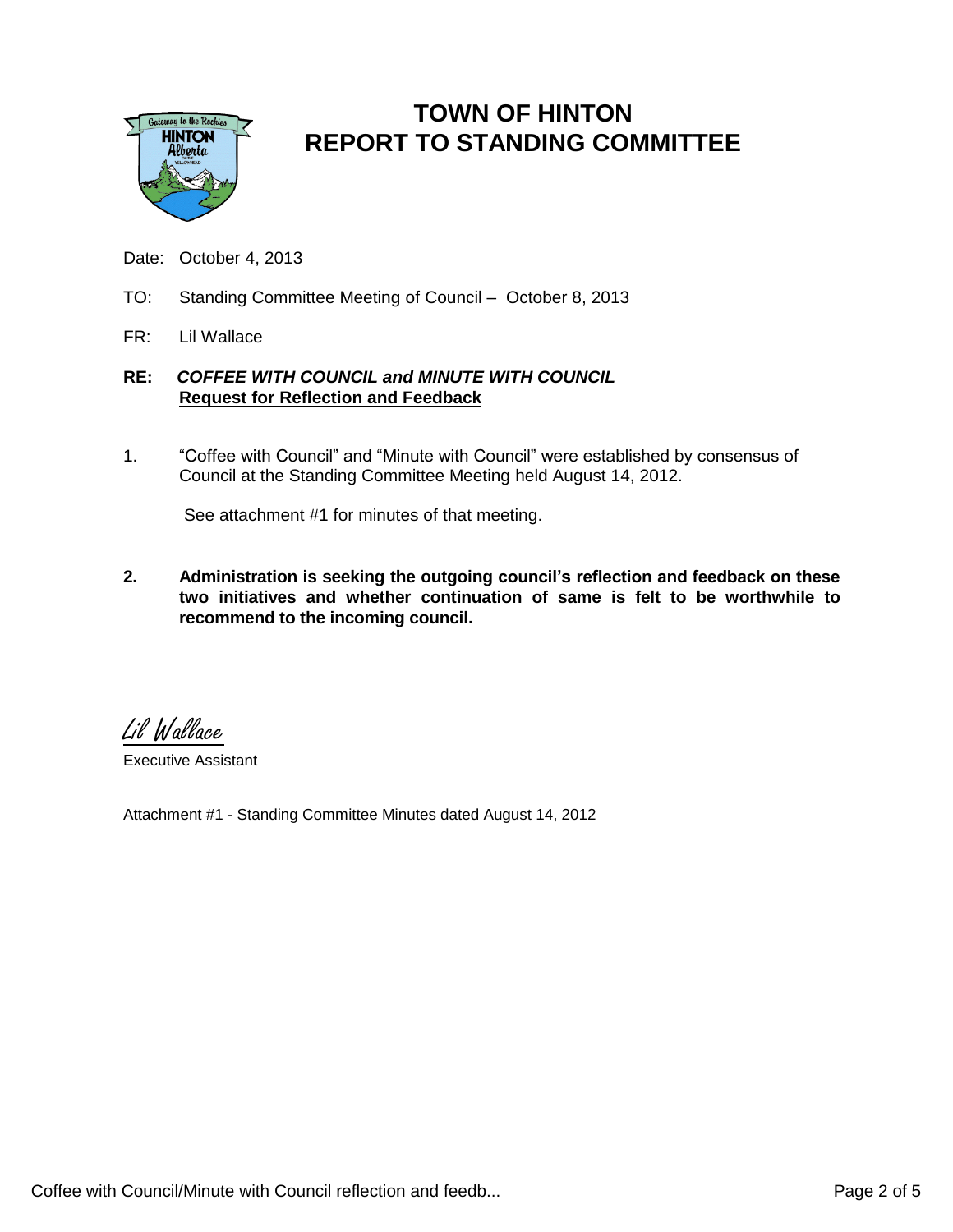# TOWN OF HINTON
# REPORT TO STANDING COMMITTEE

Date: October 4, 2013

TO: Standing Committee Meeting of Council – October 8, 2013

FR: Lil Wallace

**RE:** ***COFFEE WITH COUNCIL and MINUTE WITH COUNCIL***
**Request for Reflection and Feedback**

1. "Coffee with Council" and "Minute with Council" were established by consensus of Council at the Standing Committee Meeting held August 14, 2012.

   See attachment #1 for minutes of that meeting.

2. **Administration is seeking the outgoing council's reflection and feedback on these two initiatives and whether continuation of same is felt to be worthwhile to recommend to the incoming council.**

*Lil Wallace*

Executive Assistant

Attachment #1 - Standing Committee Minutes dated August 14, 2012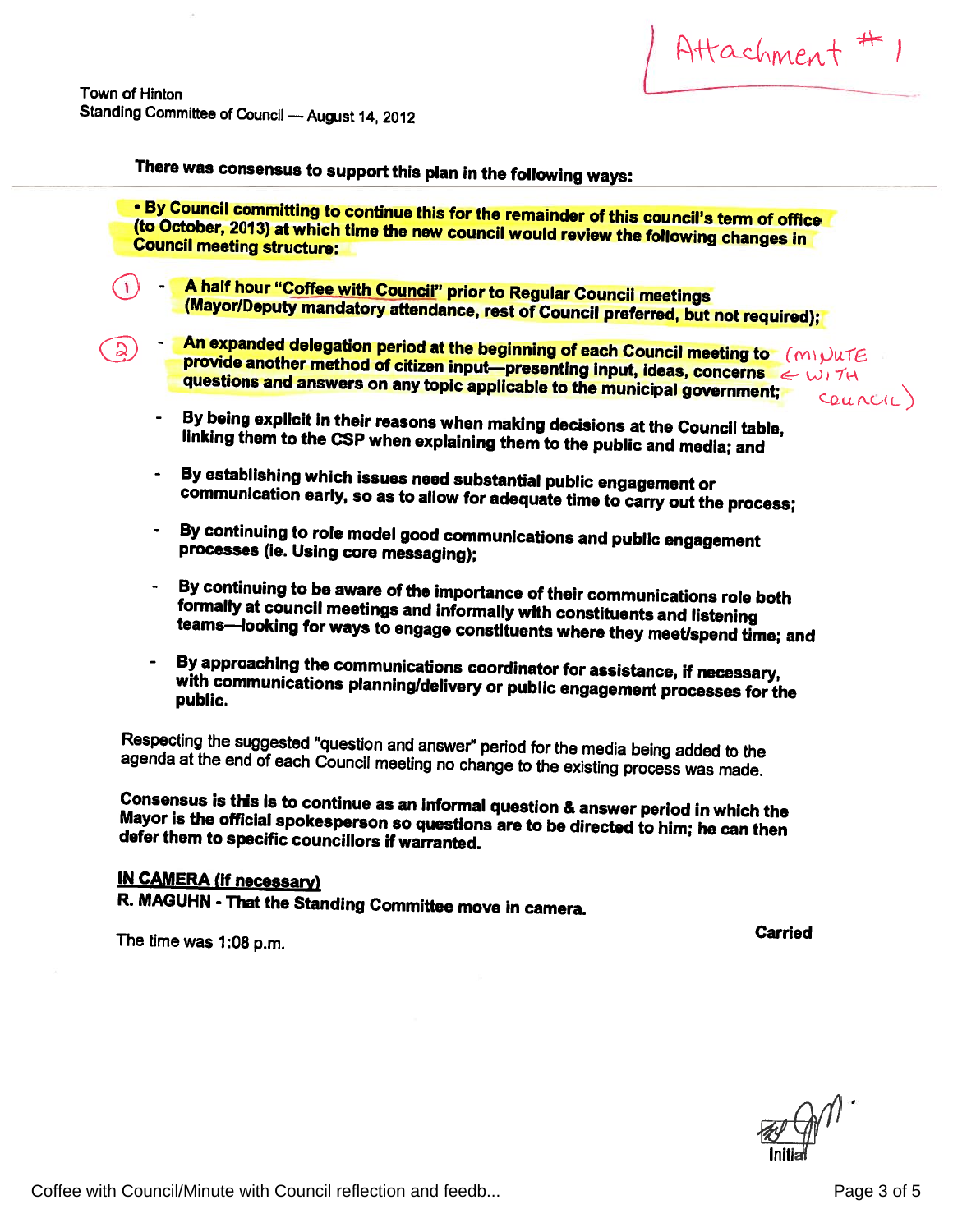Attachment #1

Town of Hinton
Standing Committee of Council — August 14, 2012

**There was consensus to support this plan in the following ways:**

**• By Council committing to continue this for the remainder of this council's term of office (to October, 2013) at which time the new council would review the following changes in Council meeting structure:**

1. - **A half hour "Coffee with Council" prior to Regular Council meetings (Mayor/Deputy mandatory attendance, rest of Council preferred, but not required);**
2. - **An expanded delegation period at the beginning of each Council meeting to provide another method of citizen input—presenting input, ideas, concerns questions and answers on any topic applicable to the municipal government;** (MINUTE ← WITH COUNCIL)

- **By being explicit in their reasons when making decisions at the Council table, linking them to the CSP when explaining them to the public and media; and**
- **By establishing which issues need substantial public engagement or communication early, so as to allow for adequate time to carry out the process;**
- **By continuing to role model good communications and public engagement processes (ie. Using core messaging);**
- **By continuing to be aware of the importance of their communications role both formally at council meetings and informally with constituents and listening teams—looking for ways to engage constituents where they meet/spend time; and**
- **By approaching the communications coordinator for assistance, if necessary, with communications planning/delivery or public engagement processes for the public.**

Respecting the suggested "question and answer" period for the media being added to the agenda at the end of each Council meeting no change to the existing process was made.

**Consensus is this is to continue as an informal question & answer period in which the Mayor is the official spokesperson so questions are to be directed to him; he can then defer them to specific councillors if warranted.**

**IN CAMERA (If necessary)**

**R. MAGUHN - That the Standing Committee move in camera.**

**Carried**

The time was 1:08 p.m.

Initial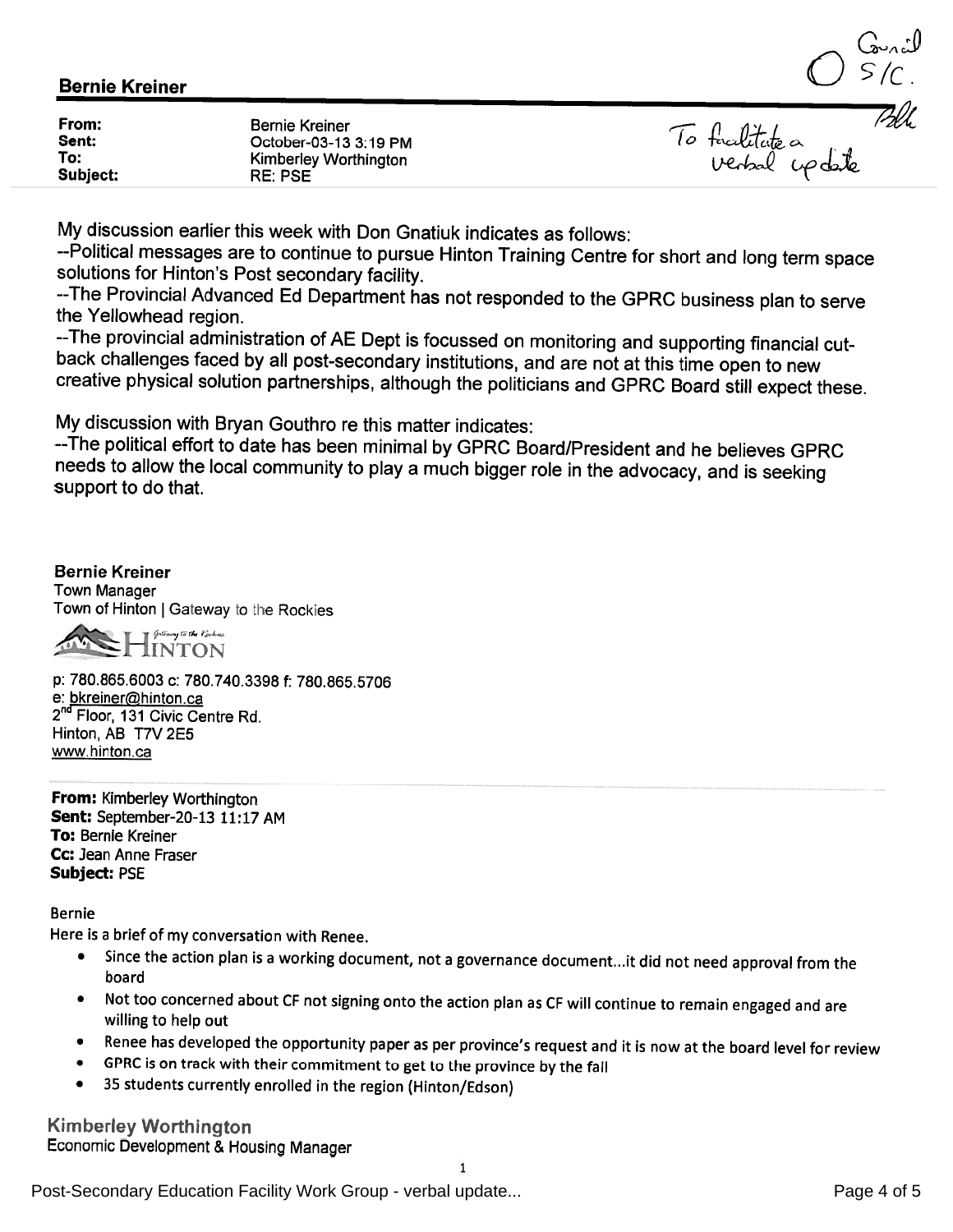**Bernie Kreiner**

Council S/C.

To facilitate a verbal update

BK

| | |
|---|---|
| **From:** | Bernie Kreiner |
| **Sent:** | October-03-13 3:19 PM |
| **To:** | Kimberley Worthington |
| **Subject:** | RE: PSE |

My discussion earlier this week with Don Gnatiuk indicates as follows:
--Political messages are to continue to pursue Hinton Training Centre for short and long term space solutions for Hinton's Post secondary facility.
--The Provincial Advanced Ed Department has not responded to the GPRC business plan to serve the Yellowhead region.
--The provincial administration of AE Dept is focussed on monitoring and supporting financial cut-back challenges faced by all post-secondary institutions, and are not at this time open to new creative physical solution partnerships, although the politicians and GPRC Board still expect these.

My discussion with Bryan Gouthro re this matter indicates:
--The political effort to date has been minimal by GPRC Board/President and he believes GPRC needs to allow the local community to play a much bigger role in the advocacy, and is seeking support to do that.

**Bernie Kreiner**
Town Manager
Town of Hinton | Gateway to the Rockies

HINTON — Gateway to the Rockies

p: 780.865.6003 c: 780.740.3398 f: 780.865.5706
e: bkreiner@hinton.ca
2nd Floor, 131 Civic Centre Rd.
Hinton, AB T7V 2E5
www.hinton.ca

---

**From:** Kimberley Worthington
**Sent:** September-20-13 11:17 AM
**To:** Bernie Kreiner
**Cc:** Jean Anne Fraser
**Subject:** PSE

Bernie
Here is a brief of my conversation with Renee.

- Since the action plan is a working document, not a governance document...it did not need approval from the board
- Not too concerned about CF not signing onto the action plan as CF will continue to remain engaged and are willing to help out
- Renee has developed the opportunity paper as per province's request and it is now at the board level for review
- GPRC is on track with their commitment to get to the province by the fall
- 35 students currently enrolled in the region (Hinton/Edson)

**Kimberley Worthington**
Economic Development & Housing Manager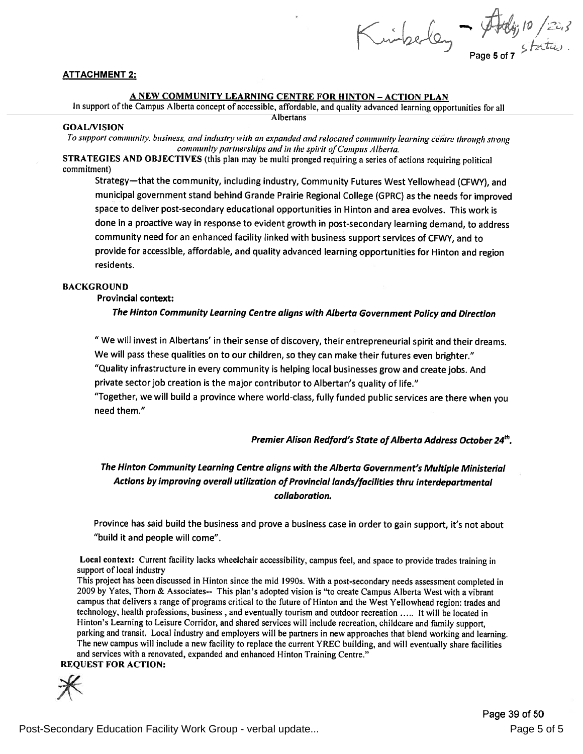Kimberley – Added 10/2013 status.

**ATTACHMENT 2:**

## A NEW COMMUNITY LEARNING CENTRE FOR HINTON – ACTION PLAN

In support of the Campus Alberta concept of accessible, affordable, and quality advanced learning opportunities for all Albertans

**GOAL/VISION**

*To support community, business, and industry with an expanded and relocated community learning centre through strong community partnerships and in the spirit of Campus Alberta.*

**STRATEGIES AND OBJECTIVES** (this plan may be multi pronged requiring a series of actions requiring political commitment)

Strategy—that the community, including industry, Community Futures West Yellowhead (CFWY), and municipal government stand behind Grande Prairie Regional College (GPRC) as the needs for improved space to deliver post-secondary educational opportunities in Hinton and area evolves. This work is done in a proactive way in response to evident growth in post-secondary learning demand, to address community need for an enhanced facility linked with business support services of CFWY, and to provide for accessible, affordable, and quality advanced learning opportunities for Hinton and region residents.

**BACKGROUND**

**Provincial context:**

***The Hinton Community Learning Centre aligns with Alberta Government Policy and Direction***

" We will invest in Albertans' in their sense of discovery, their entrepreneurial spirit and their dreams. We will pass these qualities on to our children, so they can make their futures even brighter."
"Quality infrastructure in every community is helping local businesses grow and create jobs. And private sector job creation is the major contributor to Albertan's quality of life."
"Together, we will build a province where world-class, fully funded public services are there when you need them."

***Premier Alison Redford's State of Alberta Address October 24th.***

***The Hinton Community Learning Centre aligns with the Alberta Government's Multiple Ministerial Actions by improving overall utilization of Provincial lands/facilities thru interdepartmental collaboration.***

Province has said build the business and prove a business case in order to gain support, it's not about "build it and people will come".

**Local context:** Current facility lacks wheelchair accessibility, campus feel, and space to provide trades training in support of local industry

This project has been discussed in Hinton since the mid 1990s. With a post-secondary needs assessment completed in 2009 by Yates, Thorn & Associates-- This plan's adopted vision is "to create Campus Alberta West with a vibrant campus that delivers a range of programs critical to the future of Hinton and the West Yellowhead region: trades and technology, health professions, business , and eventually tourism and outdoor recreation ..... It will be located in Hinton's Learning to Leisure Corridor, and shared services will include recreation, childcare and family support, parking and transit. Local industry and employers will be partners in new approaches that blend working and learning. The new campus will include a new facility to replace the current YREC building, and will eventually share facilities and services with a renovated, expanded and enhanced Hinton Training Centre."

**REQUEST FOR ACTION:**